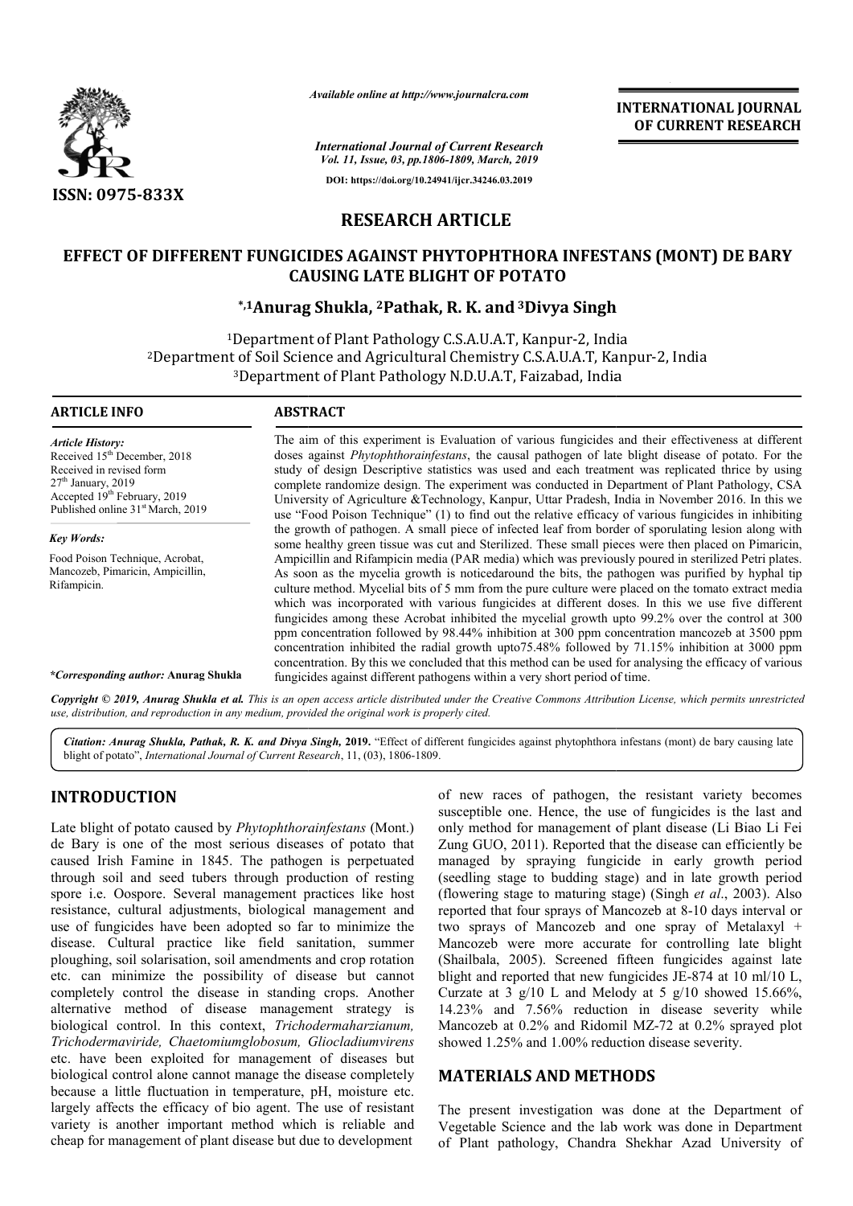*Available online at http://www.journalcra.com*

*International Journal of Current Research*
*Vol. 11, Issue, 03, pp.1806-1809, March, 2019*

DOI: https://doi.org/10.24941/ijcr.34246.03.2019

**INTERNATIONAL JOURNAL OF CURRENT RESEARCH**

ISSN: 0975-833X

## RESEARCH ARTICLE

# EFFECT OF DIFFERENT FUNGICIDES AGAINST PHYTOPHTHORA INFESTANS (MONT) DE BARY CAUSING LATE BLIGHT OF POTATO

**\*,[1]Anurag Shukla, [2]Pathak, R. K. and [3]Divya Singh**

[1]Department of Plant Pathology C.S.A.U.A.T, Kanpur-2, India
[2]Department of Soil Science and Agricultural Chemistry C.S.A.U.A.T, Kanpur-2, India
[3]Department of Plant Pathology N.D.U.A.T, Faizabad, India

### ARTICLE INFO

*Article History:*
Received 15th December, 2018
Received in revised form
27th January, 2019
Accepted 19th February, 2019
Published online 31st March, 2019

*Key Words:*
Food Poison Technique, Acrobat, Mancozeb, Pimaricin, Ampicillin, Rifampicin.

**\*Corresponding author: Anurag Shukla**

### ABSTRACT

The aim of this experiment is Evaluation of various fungicides and their effectiveness at different doses against *Phytophthorainfestans*, the causal pathogen of late blight disease of potato. For the study of design Descriptive statistics was used and each treatment was replicated thrice by using complete randomize design. The experiment was conducted in Department of Plant Pathology, CSA University of Agriculture &Technology, Kanpur, Uttar Pradesh, India in November 2016. In this we use "Food Poison Technique" (1) to find out the relative efficacy of various fungicides in inhibiting the growth of pathogen. A small piece of infected leaf from border of sporulating lesion along with some healthy green tissue was cut and Sterilized. These small pieces were then placed on Pimaricin, Ampicillin and Rifampicin media (PAR media) which was previously poured in sterilized Petri plates. As soon as the mycelia growth is noticedaround the bits, the pathogen was purified by hyphal tip culture method. Mycelial bits of 5 mm from the pure culture were placed on the tomato extract media which was incorporated with various fungicides at different doses. In this we use five different fungicides among these Acrobat inhibited the mycelial growth upto 99.2% over the control at 300 ppm concentration followed by 98.44% inhibition at 300 ppm concentration mancozeb at 3500 ppm concentration inhibited the radial growth upto75.48% followed by 71.15% inhibition at 3000 ppm concentration. By this we concluded that this method can be used for analysing the efficacy of various fungicides against different pathogens within a very short period of time.

*Copyright © 2019, Anurag Shukla et al. This is an open access article distributed under the Creative Commons Attribution License, which permits unrestricted use, distribution, and reproduction in any medium, provided the original work is properly cited.*

*Citation: Anurag Shukla, Pathak, R. K. and Divya Singh,* **2019.** "Effect of different fungicides against phytophthora infestans (mont) de bary causing late blight of potato", *International Journal of Current Research*, 11, (03), 1806-1809.

## INTRODUCTION

Late blight of potato caused by *Phytophthorainfestans* (Mont.) de Bary is one of the most serious diseases of potato that caused Irish Famine in 1845. The pathogen is perpetuated through soil and seed tubers through production of resting spore i.e. Oospore. Several management practices like host resistance, cultural adjustments, biological management and use of fungicides have been adopted so far to minimize the disease. Cultural practice like field sanitation, summer ploughing, soil solarisation, soil amendments and crop rotation etc. can minimize the possibility of disease but cannot completely control the disease in standing crops. Another alternative method of disease management strategy is biological control. In this context, *Trichodermaharzianum, Trichodermaviride, Chaetomiumglobosum, Gliocladiumvirens* etc. have been exploited for management of diseases but biological control alone cannot manage the disease completely because a little fluctuation in temperature, pH, moisture etc. largely affects the efficacy of bio agent. The use of resistant variety is another important method which is reliable and cheap for management of plant disease but due to development of new races of pathogen, the resistant variety becomes susceptible one. Hence, the use of fungicides is the last and only method for management of plant disease (Li Biao Li Fei Zung GUO, 2011). Reported that the disease can efficiently be managed by spraying fungicide in early growth period (seedling stage to budding stage) and in late growth period (flowering stage to maturing stage) (Singh *et al*., 2003). Also reported that four sprays of Mancozeb at 8-10 days interval or two sprays of Mancozeb and one spray of Metalaxyl + Mancozeb were more accurate for controlling late blight (Shailbala, 2005). Screened fifteen fungicides against late blight and reported that new fungicides JE-874 at 10 ml/10 L, Curzate at 3 g/10 L and Melody at 5 g/10 showed 15.66%, 14.23% and 7.56% reduction in disease severity while Mancozeb at 0.2% and Ridomil MZ-72 at 0.2% sprayed plot showed 1.25% and 1.00% reduction disease severity.

## MATERIALS AND METHODS

The present investigation was done at the Department of Vegetable Science and the lab work was done in Department of Plant pathology, Chandra Shekhar Azad University of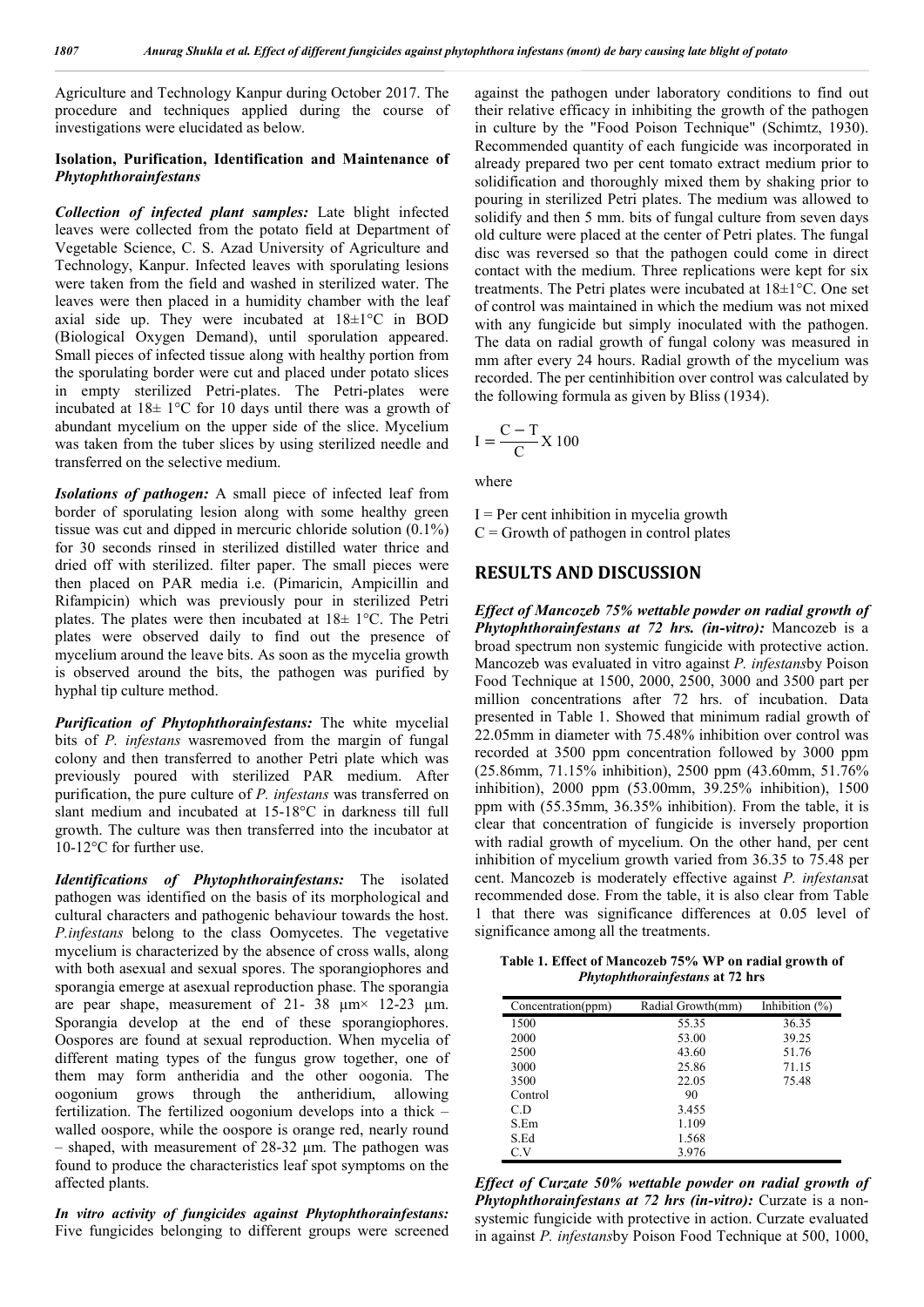Agriculture and Technology Kanpur during October 2017. The procedure and techniques applied during the course of investigations were elucidated as below.

### Isolation, Purification, Identification and Maintenance of *Phytophthorainfestans*

***Collection of infected plant samples:*** Late blight infected leaves were collected from the potato field at Department of Vegetable Science, C. S. Azad University of Agriculture and Technology, Kanpur. Infected leaves with sporulating lesions were taken from the field and washed in sterilized water. The leaves were then placed in a humidity chamber with the leaf axial side up. They were incubated at 18±1°C in BOD (Biological Oxygen Demand), until sporulation appeared. Small pieces of infected tissue along with healthy portion from the sporulating border were cut and placed under potato slices in empty sterilized Petri-plates. The Petri-plates were incubated at 18± 1°C for 10 days until there was a growth of abundant mycelium on the upper side of the slice. Mycelium was taken from the tuber slices by using sterilized needle and transferred on the selective medium.

***Isolations of pathogen:*** A small piece of infected leaf from border of sporulating lesion along with some healthy green tissue was cut and dipped in mercuric chloride solution (0.1%) for 30 seconds rinsed in sterilized distilled water thrice and dried off with sterilized. filter paper. The small pieces were then placed on PAR media i.e. (Pimaricin, Ampicillin and Rifampicin) which was previously pour in sterilized Petri plates. The plates were then incubated at 18± 1°C. The Petri plates were observed daily to find out the presence of mycelium around the leave bits. As soon as the mycelia growth is observed around the bits, the pathogen was purified by hyphal tip culture method.

***Purification of Phytophthorainfestans:*** The white mycelial bits of *P. infestans* wasremoved from the margin of fungal colony and then transferred to another Petri plate which was previously poured with sterilized PAR medium. After purification, the pure culture of *P. infestans* was transferred on slant medium and incubated at 15-18°C in darkness till full growth. The culture was then transferred into the incubator at 10-12°C for further use.

***Identifications of Phytophthorainfestans:*** The isolated pathogen was identified on the basis of its morphological and cultural characters and pathogenic behaviour towards the host. *P.infestans* belong to the class Oomycetes. The vegetative mycelium is characterized by the absence of cross walls, along with both asexual and sexual spores. The sporangiophores and sporangia emerge at asexual reproduction phase. The sporangia are pear shape, measurement of 21- 38 µm× 12-23 µm. Sporangia develop at the end of these sporangiophores. Oospores are found at sexual reproduction. When mycelia of different mating types of the fungus grow together, one of them may form antheridia and the other oogonia. The oogonium grows through the antheridium, allowing fertilization. The fertilized oogonium develops into a thick – walled oospore, while the oospore is orange red, nearly round – shaped, with measurement of 28-32 µm. The pathogen was found to produce the characteristics leaf spot symptoms on the affected plants.

***In vitro activity of fungicides against Phytophthorainfestans:*** Five fungicides belonging to different groups were screened against the pathogen under laboratory conditions to find out their relative efficacy in inhibiting the growth of the pathogen in culture by the "Food Poison Technique" (Schimtz, 1930). Recommended quantity of each fungicide was incorporated in already prepared two per cent tomato extract medium prior to solidification and thoroughly mixed them by shaking prior to pouring in sterilized Petri plates. The medium was allowed to solidify and then 5 mm. bits of fungal culture from seven days old culture were placed at the center of Petri plates. The fungal disc was reversed so that the pathogen could come in direct contact with the medium. Three replications were kept for six treatments. The Petri plates were incubated at 18±1°C. One set of control was maintained in which the medium was not mixed with any fungicide but simply inoculated with the pathogen. The data on radial growth of fungal colony was measured in mm after every 24 hours. Radial growth of the mycelium was recorded. The per centinhibition over control was calculated by the following formula as given by Bliss (1934).

$$I = \frac{C - T}{C} X\ 100$$

where

I = Per cent inhibition in mycelia growth
C = Growth of pathogen in control plates

## RESULTS AND DISCUSSION

***Effect of Mancozeb 75% wettable powder on radial growth of Phytophthorainfestans at 72 hrs. (in-vitro):*** Mancozeb is a broad spectrum non systemic fungicide with protective action. Mancozeb was evaluated in vitro against *P. infestans*by Poison Food Technique at 1500, 2000, 2500, 3000 and 3500 part per million concentrations after 72 hrs. of incubation. Data presented in Table 1. Showed that minimum radial growth of 22.05mm in diameter with 75.48% inhibition over control was recorded at 3500 ppm concentration followed by 3000 ppm (25.86mm, 71.15% inhibition), 2500 ppm (43.60mm, 51.76% inhibition), 2000 ppm (53.00mm, 39.25% inhibition), 1500 ppm with (55.35mm, 36.35% inhibition). From the table, it is clear that concentration of fungicide is inversely proportion with radial growth of mycelium. On the other hand, per cent inhibition of mycelium growth varied from 36.35 to 75.48 per cent. Mancozeb is moderately effective against *P. infestans*at recommended dose. From the table, it is also clear from Table 1 that there was significance differences at 0.05 level of significance among all the treatments.

**Table 1. Effect of Mancozeb 75% WP on radial growth of *Phytophthorainfestans* at 72 hrs**

| Concentration(ppm) | Radial Growth(mm) | Inhibition (%) |
|---|---|---|
| 1500 | 55.35 | 36.35 |
| 2000 | 53.00 | 39.25 |
| 2500 | 43.60 | 51.76 |
| 3000 | 25.86 | 71.15 |
| 3500 | 22.05 | 75.48 |
| Control | 90 | |
| C.D | 3.455 | |
| S.Em | 1.109 | |
| S.Ed | 1.568 | |
| C.V | 3.976 | |

***Effect of Curzate 50% wettable powder on radial growth of Phytophthorainfestans at 72 hrs (in-vitro):*** Curzate is a non-systemic fungicide with protective in action. Curzate evaluated in against *P. infestans*by Poison Food Technique at 500, 1000,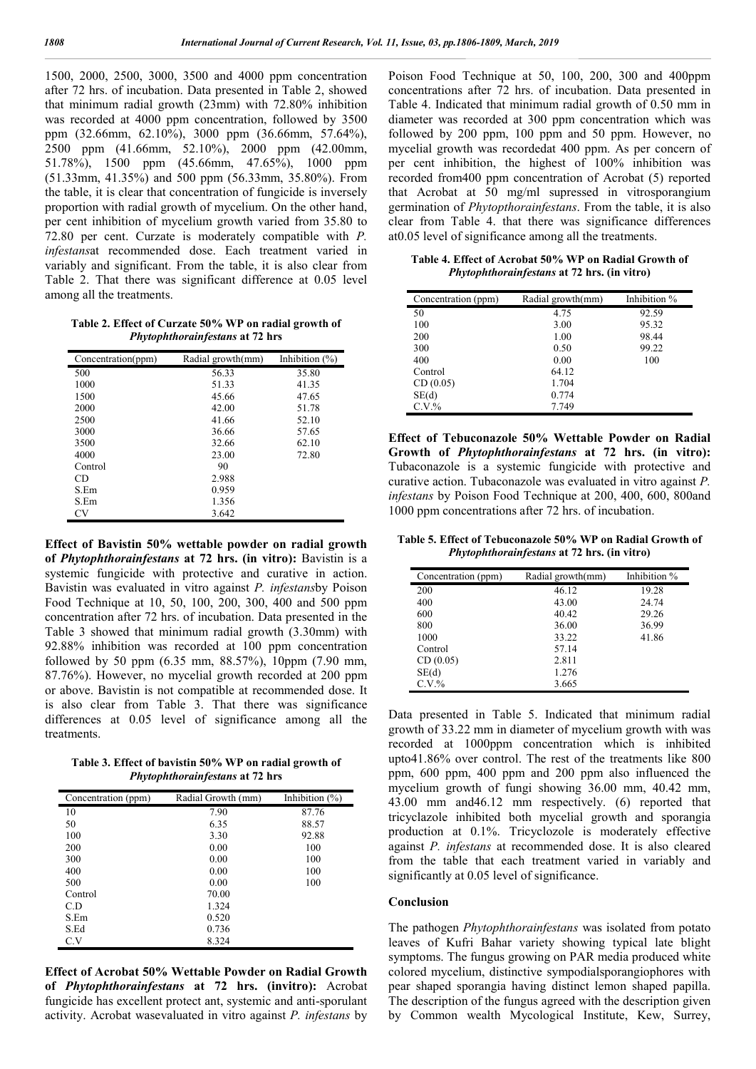1500, 2000, 2500, 3000, 3500 and 4000 ppm concentration after 72 hrs. of incubation. Data presented in Table 2, showed that minimum radial growth (23mm) with 72.80% inhibition was recorded at 4000 ppm concentration, followed by 3500 ppm (32.66mm, 62.10%), 3000 ppm (36.66mm, 57.64%), 2500 ppm (41.66mm, 52.10%), 2000 ppm (42.00mm, 51.78%), 1500 ppm (45.66mm, 47.65%), 1000 ppm (51.33mm, 41.35%) and 500 ppm (56.33mm, 35.80%). From the table, it is clear that concentration of fungicide is inversely proportion with radial growth of mycelium. On the other hand, per cent inhibition of mycelium growth varied from 35.80 to 72.80 per cent. Curzate is moderately compatible with *P. infestans*at recommended dose. Each treatment varied in variably and significant. From the table, it is also clear from Table 2. That there was significant difference at 0.05 level among all the treatments.

**Table 2. Effect of Curzate 50% WP on radial growth of *Phytophthorainfestans* at 72 hrs**

| Concentration(ppm) | Radial growth(mm) | Inhibition (%) |
|---|---|---|
| 500 | 56.33 | 35.80 |
| 1000 | 51.33 | 41.35 |
| 1500 | 45.66 | 47.65 |
| 2000 | 42.00 | 51.78 |
| 2500 | 41.66 | 52.10 |
| 3000 | 36.66 | 57.65 |
| 3500 | 32.66 | 62.10 |
| 4000 | 23.00 | 72.80 |
| Control | 90 | |
| CD | 2.988 | |
| S.Em | 0.959 | |
| S.Em | 1.356 | |
| CV | 3.642 | |

**Effect of Bavistin 50% wettable powder on radial growth of *Phytophthorainfestans* at 72 hrs. (in vitro):** Bavistin is a systemic fungicide with protective and curative in action. Bavistin was evaluated in vitro against *P. infestans*by Poison Food Technique at 10, 50, 100, 200, 300, 400 and 500 ppm concentration after 72 hrs. of incubation. Data presented in the Table 3 showed that minimum radial growth (3.30mm) with 92.88% inhibition was recorded at 100 ppm concentration followed by 50 ppm (6.35 mm, 88.57%), 10ppm (7.90 mm, 87.76%). However, no mycelial growth recorded at 200 ppm or above. Bavistin is not compatible at recommended dose. It is also clear from Table 3. That there was significance differences at 0.05 level of significance among all the treatments.

**Table 3. Effect of bavistin 50% WP on radial growth of *Phytophthorainfestans* at 72 hrs**

| Concentration (ppm) | Radial Growth (mm) | Inhibition (%) |
|---|---|---|
| 10 | 7.90 | 87.76 |
| 50 | 6.35 | 88.57 |
| 100 | 3.30 | 92.88 |
| 200 | 0.00 | 100 |
| 300 | 0.00 | 100 |
| 400 | 0.00 | 100 |
| 500 | 0.00 | 100 |
| Control | 70.00 | |
| C.D | 1.324 | |
| S.Em | 0.520 | |
| S.Ed | 0.736 | |
| C.V | 8.324 | |

**Effect of Acrobat 50% Wettable Powder on Radial Growth of *Phytophthorainfestans* at 72 hrs. (invitro):** Acrobat fungicide has excellent protect ant, systemic and anti-sporulant activity. Acrobat wasevaluated in vitro against *P. infestans* by Poison Food Technique at 50, 100, 200, 300 and 400ppm concentrations after 72 hrs. of incubation. Data presented in Table 4. Indicated that minimum radial growth of 0.50 mm in diameter was recorded at 300 ppm concentration which was followed by 200 ppm, 100 ppm and 50 ppm. However, no mycelial growth was recordedat 400 ppm. As per concern of per cent inhibition, the highest of 100% inhibition was recorded from400 ppm concentration of Acrobat (5) reported that Acrobat at 50 mg/ml supressed in vitrosporangium germination of *Phytopthorainfestans*. From the table, it is also clear from Table 4. that there was significance differences at0.05 level of significance among all the treatments.

**Table 4. Effect of Acrobat 50% WP on Radial Growth of *Phytophthorainfestans* at 72 hrs. (in vitro)**

| Concentration (ppm) | Radial growth(mm) | Inhibition % |
|---|---|---|
| 50 | 4.75 | 92.59 |
| 100 | 3.00 | 95.32 |
| 200 | 1.00 | 98.44 |
| 300 | 0.50 | 99.22 |
| 400 | 0.00 | 100 |
| Control | 64.12 | |
| CD (0.05) | 1.704 | |
| SE(d) | 0.774 | |
| C.V.% | 7.749 | |

**Effect of Tebuconazole 50% Wettable Powder on Radial Growth of *Phytophthorainfestans* at 72 hrs. (in vitro):** Tubaconazole is a systemic fungicide with protective and curative action. Tubaconazole was evaluated in vitro against *P. infestans* by Poison Food Technique at 200, 400, 600, 800and 1000 ppm concentrations after 72 hrs. of incubation.

**Table 5. Effect of Tebuconazole 50% WP on Radial Growth of *Phytophthorainfestans* at 72 hrs. (in vitro)**

| Concentration (ppm) | Radial growth(mm) | Inhibition % |
|---|---|---|
| 200 | 46.12 | 19.28 |
| 400 | 43.00 | 24.74 |
| 600 | 40.42 | 29.26 |
| 800 | 36.00 | 36.99 |
| 1000 | 33.22 | 41.86 |
| Control | 57.14 | |
| CD (0.05) | 2.811 | |
| SE(d) | 1.276 | |
| C.V.% | 3.665 | |

Data presented in Table 5. Indicated that minimum radial growth of 33.22 mm in diameter of mycelium growth with was recorded at 1000ppm concentration which is inhibited upto41.86% over control. The rest of the treatments like 800 ppm, 600 ppm, 400 ppm and 200 ppm also influenced the mycelium growth of fungi showing 36.00 mm, 40.42 mm, 43.00 mm and46.12 mm respectively. (6) reported that tricyclazole inhibited both mycelial growth and sporangia production at 0.1%. Tricyclozole is moderately effective against *P. infestans* at recommended dose. It is also cleared from the table that each treatment varied in variably and significantly at 0.05 level of significance.

## Conclusion

The pathogen *Phytophthorainfestans* was isolated from potato leaves of Kufri Bahar variety showing typical late blight symptoms. The fungus growing on PAR media produced white colored mycelium, distinctive sympodialsporangiophores with pear shaped sporangia having distinct lemon shaped papilla. The description of the fungus agreed with the description given by Common wealth Mycological Institute, Kew, Surrey,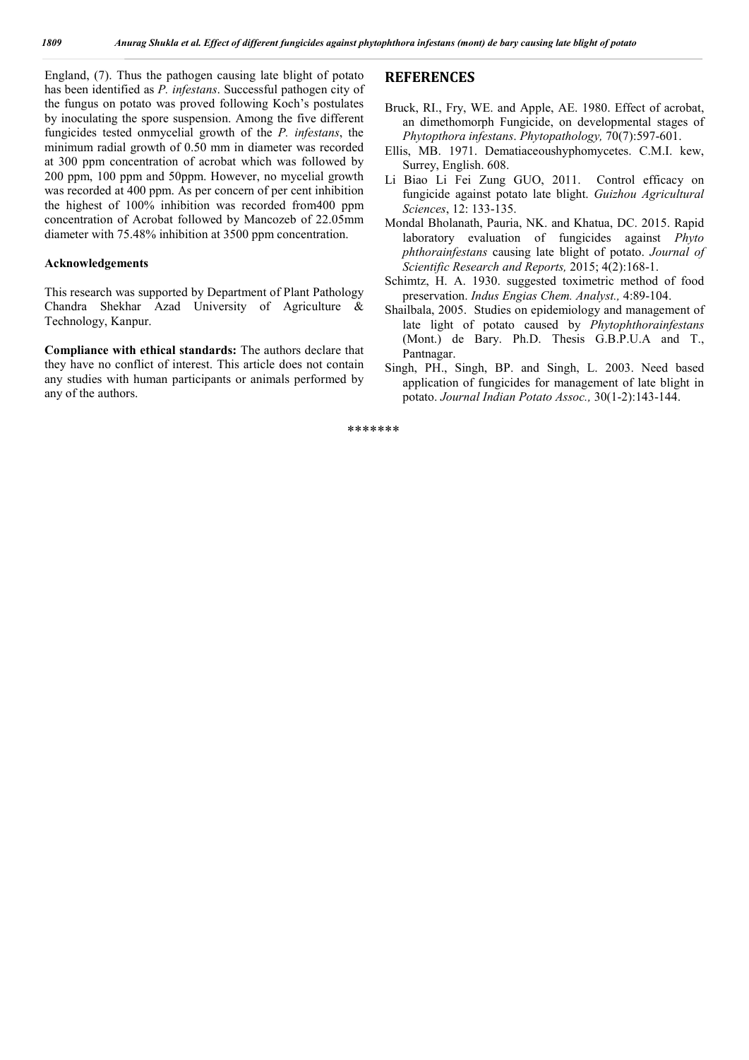England, (7). Thus the pathogen causing late blight of potato has been identified as *P. infestans*. Successful pathogen city of the fungus on potato was proved following Koch's postulates by inoculating the spore suspension. Among the five different fungicides tested onmycelial growth of the *P. infestans*, the minimum radial growth of 0.50 mm in diameter was recorded at 300 ppm concentration of acrobat which was followed by 200 ppm, 100 ppm and 50ppm. However, no mycelial growth was recorded at 400 ppm. As per concern of per cent inhibition the highest of 100% inhibition was recorded from400 ppm concentration of Acrobat followed by Mancozeb of 22.05mm diameter with 75.48% inhibition at 3500 ppm concentration.

#### Acknowledgements

This research was supported by Department of Plant Pathology Chandra Shekhar Azad University of Agriculture & Technology, Kanpur.

**Compliance with ethical standards:** The authors declare that they have no conflict of interest. This article does not contain any studies with human participants or animals performed by any of the authors.

## REFERENCES

Bruck, RI., Fry, WE. and Apple, AE. 1980. Effect of acrobat, an dimethomorph Fungicide, on developmental stages of *Phytopthora infestans*. *Phytopathology,* 70(7):597-601.

Ellis, MB. 1971. Dematiaceoushyphomycetes. C.M.I. kew, Surrey, English. 608.

Li Biao Li Fei Zung GUO, 2011. Control efficacy on fungicide against potato late blight. *Guizhou Agricultural Sciences*, 12: 133-135.

Mondal Bholanath, Pauria, NK. and Khatua, DC. 2015. Rapid laboratory evaluation of fungicides against *Phyto phthorainfestans* causing late blight of potato. *Journal of Scientific Research and Reports,* 2015; 4(2):168-1.

Schimtz, H. A. 1930. suggested toximetric method of food preservation. *Indus Engias Chem. Analyst.,* 4:89-104.

Shailbala, 2005. Studies on epidemiology and management of late light of potato caused by *Phytophthorainfestans* (Mont.) de Bary. Ph.D. Thesis G.B.P.U.A and T., Pantnagar.

Singh, PH., Singh, BP. and Singh, L. 2003. Need based application of fungicides for management of late blight in potato. *Journal Indian Potato Assoc.,* 30(1-2):143-144.

\*\*\*\*\*\*\*